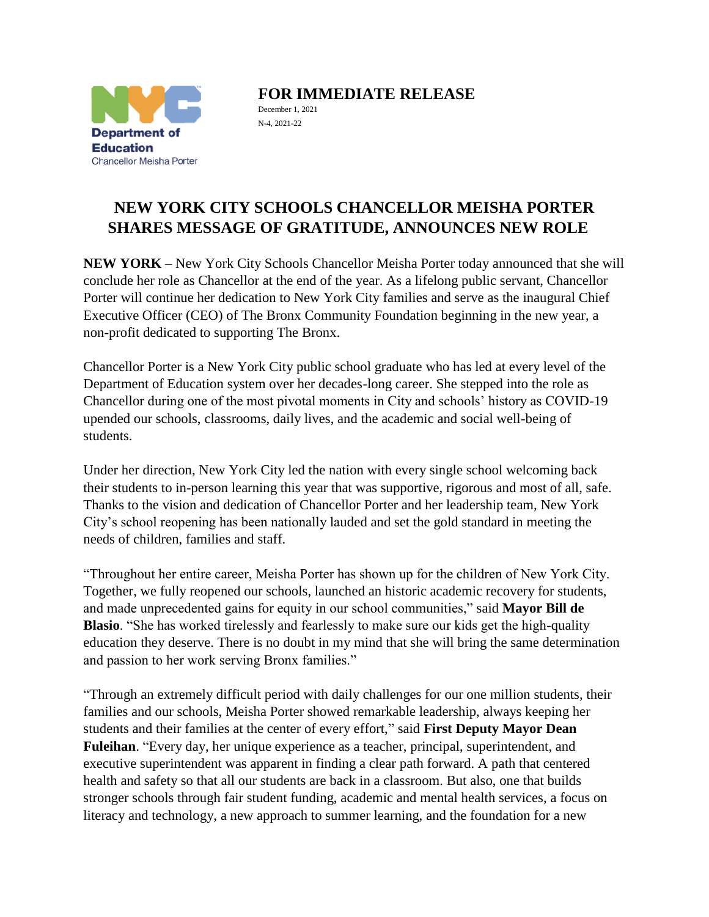NYC Department of Education
Chancellor Meisha Porter

**FOR IMMEDIATE RELEASE**

December 1, 2021

N-4, 2021-22

# NEW YORK CITY SCHOOLS CHANCELLOR MEISHA PORTER SHARES MESSAGE OF GRATITUDE, ANNOUNCES NEW ROLE

**NEW YORK** – New York City Schools Chancellor Meisha Porter today announced that she will conclude her role as Chancellor at the end of the year. As a lifelong public servant, Chancellor Porter will continue her dedication to New York City families and serve as the inaugural Chief Executive Officer (CEO) of The Bronx Community Foundation beginning in the new year, a non-profit dedicated to supporting The Bronx.

Chancellor Porter is a New York City public school graduate who has led at every level of the Department of Education system over her decades-long career. She stepped into the role as Chancellor during one of the most pivotal moments in City and schools' history as COVID-19 upended our schools, classrooms, daily lives, and the academic and social well-being of students.

Under her direction, New York City led the nation with every single school welcoming back their students to in-person learning this year that was supportive, rigorous and most of all, safe. Thanks to the vision and dedication of Chancellor Porter and her leadership team, New York City's school reopening has been nationally lauded and set the gold standard in meeting the needs of children, families and staff.

"Throughout her entire career, Meisha Porter has shown up for the children of New York City. Together, we fully reopened our schools, launched an historic academic recovery for students, and made unprecedented gains for equity in our school communities," said **Mayor Bill de Blasio**. "She has worked tirelessly and fearlessly to make sure our kids get the high-quality education they deserve. There is no doubt in my mind that she will bring the same determination and passion to her work serving Bronx families."

"Through an extremely difficult period with daily challenges for our one million students, their families and our schools, Meisha Porter showed remarkable leadership, always keeping her students and their families at the center of every effort," said **First Deputy Mayor Dean Fuleihan**. "Every day, her unique experience as a teacher, principal, superintendent, and executive superintendent was apparent in finding a clear path forward. A path that centered health and safety so that all our students are back in a classroom. But also, one that builds stronger schools through fair student funding, academic and mental health services, a focus on literacy and technology, a new approach to summer learning, and the foundation for a new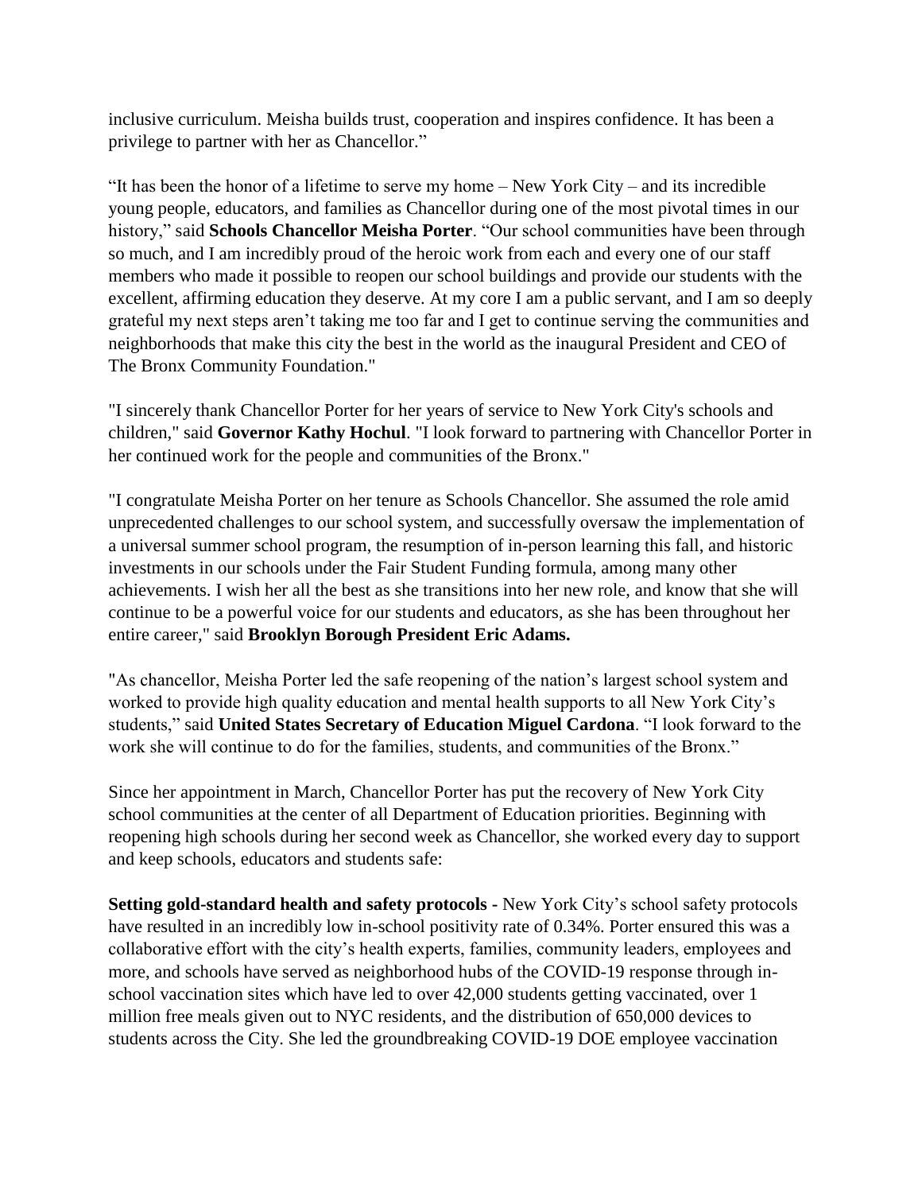inclusive curriculum. Meisha builds trust, cooperation and inspires confidence. It has been a privilege to partner with her as Chancellor."

"It has been the honor of a lifetime to serve my home – New York City – and its incredible young people, educators, and families as Chancellor during one of the most pivotal times in our history," said **Schools Chancellor Meisha Porter**. "Our school communities have been through so much, and I am incredibly proud of the heroic work from each and every one of our staff members who made it possible to reopen our school buildings and provide our students with the excellent, affirming education they deserve. At my core I am a public servant, and I am so deeply grateful my next steps aren't taking me too far and I get to continue serving the communities and neighborhoods that make this city the best in the world as the inaugural President and CEO of The Bronx Community Foundation."

"I sincerely thank Chancellor Porter for her years of service to New York City's schools and children," said **Governor Kathy Hochul**. "I look forward to partnering with Chancellor Porter in her continued work for the people and communities of the Bronx."

"I congratulate Meisha Porter on her tenure as Schools Chancellor. She assumed the role amid unprecedented challenges to our school system, and successfully oversaw the implementation of a universal summer school program, the resumption of in-person learning this fall, and historic investments in our schools under the Fair Student Funding formula, among many other achievements. I wish her all the best as she transitions into her new role, and know that she will continue to be a powerful voice for our students and educators, as she has been throughout her entire career," said **Brooklyn Borough President Eric Adams.**

"As chancellor, Meisha Porter led the safe reopening of the nation's largest school system and worked to provide high quality education and mental health supports to all New York City's students," said **United States Secretary of Education Miguel Cardona**. "I look forward to the work she will continue to do for the families, students, and communities of the Bronx."

Since her appointment in March, Chancellor Porter has put the recovery of New York City school communities at the center of all Department of Education priorities. Beginning with reopening high schools during her second week as Chancellor, she worked every day to support and keep schools, educators and students safe:

**Setting gold-standard health and safety protocols -** New York City's school safety protocols have resulted in an incredibly low in-school positivity rate of 0.34%. Porter ensured this was a collaborative effort with the city's health experts, families, community leaders, employees and more, and schools have served as neighborhood hubs of the COVID-19 response through in-school vaccination sites which have led to over 42,000 students getting vaccinated, over 1 million free meals given out to NYC residents, and the distribution of 650,000 devices to students across the City. She led the groundbreaking COVID-19 DOE employee vaccination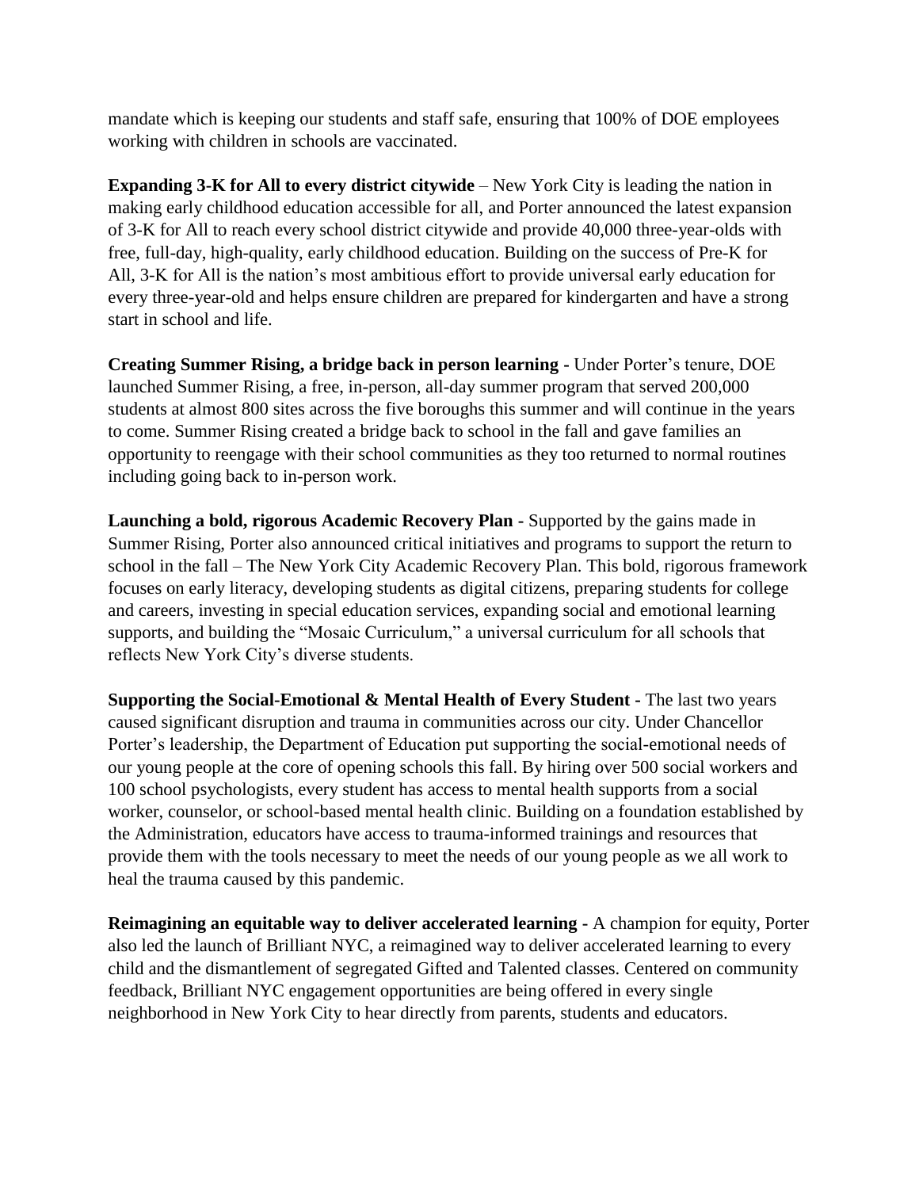mandate which is keeping our students and staff safe, ensuring that 100% of DOE employees working with children in schools are vaccinated.

**Expanding 3-K for All to every district citywide** – New York City is leading the nation in making early childhood education accessible for all, and Porter announced the latest expansion of 3-K for All to reach every school district citywide and provide 40,000 three-year-olds with free, full-day, high-quality, early childhood education. Building on the success of Pre-K for All, 3-K for All is the nation's most ambitious effort to provide universal early education for every three-year-old and helps ensure children are prepared for kindergarten and have a strong start in school and life.

**Creating Summer Rising, a bridge back in person learning -** Under Porter's tenure, DOE launched Summer Rising, a free, in-person, all-day summer program that served 200,000 students at almost 800 sites across the five boroughs this summer and will continue in the years to come. Summer Rising created a bridge back to school in the fall and gave families an opportunity to reengage with their school communities as they too returned to normal routines including going back to in-person work.

**Launching a bold, rigorous Academic Recovery Plan -** Supported by the gains made in Summer Rising, Porter also announced critical initiatives and programs to support the return to school in the fall – The New York City Academic Recovery Plan. This bold, rigorous framework focuses on early literacy, developing students as digital citizens, preparing students for college and careers, investing in special education services, expanding social and emotional learning supports, and building the "Mosaic Curriculum," a universal curriculum for all schools that reflects New York City's diverse students.

**Supporting the Social-Emotional & Mental Health of Every Student -** The last two years caused significant disruption and trauma in communities across our city. Under Chancellor Porter's leadership, the Department of Education put supporting the social-emotional needs of our young people at the core of opening schools this fall. By hiring over 500 social workers and 100 school psychologists, every student has access to mental health supports from a social worker, counselor, or school-based mental health clinic. Building on a foundation established by the Administration, educators have access to trauma-informed trainings and resources that provide them with the tools necessary to meet the needs of our young people as we all work to heal the trauma caused by this pandemic.

**Reimagining an equitable way to deliver accelerated learning -** A champion for equity, Porter also led the launch of Brilliant NYC, a reimagined way to deliver accelerated learning to every child and the dismantlement of segregated Gifted and Talented classes. Centered on community feedback, Brilliant NYC engagement opportunities are being offered in every single neighborhood in New York City to hear directly from parents, students and educators.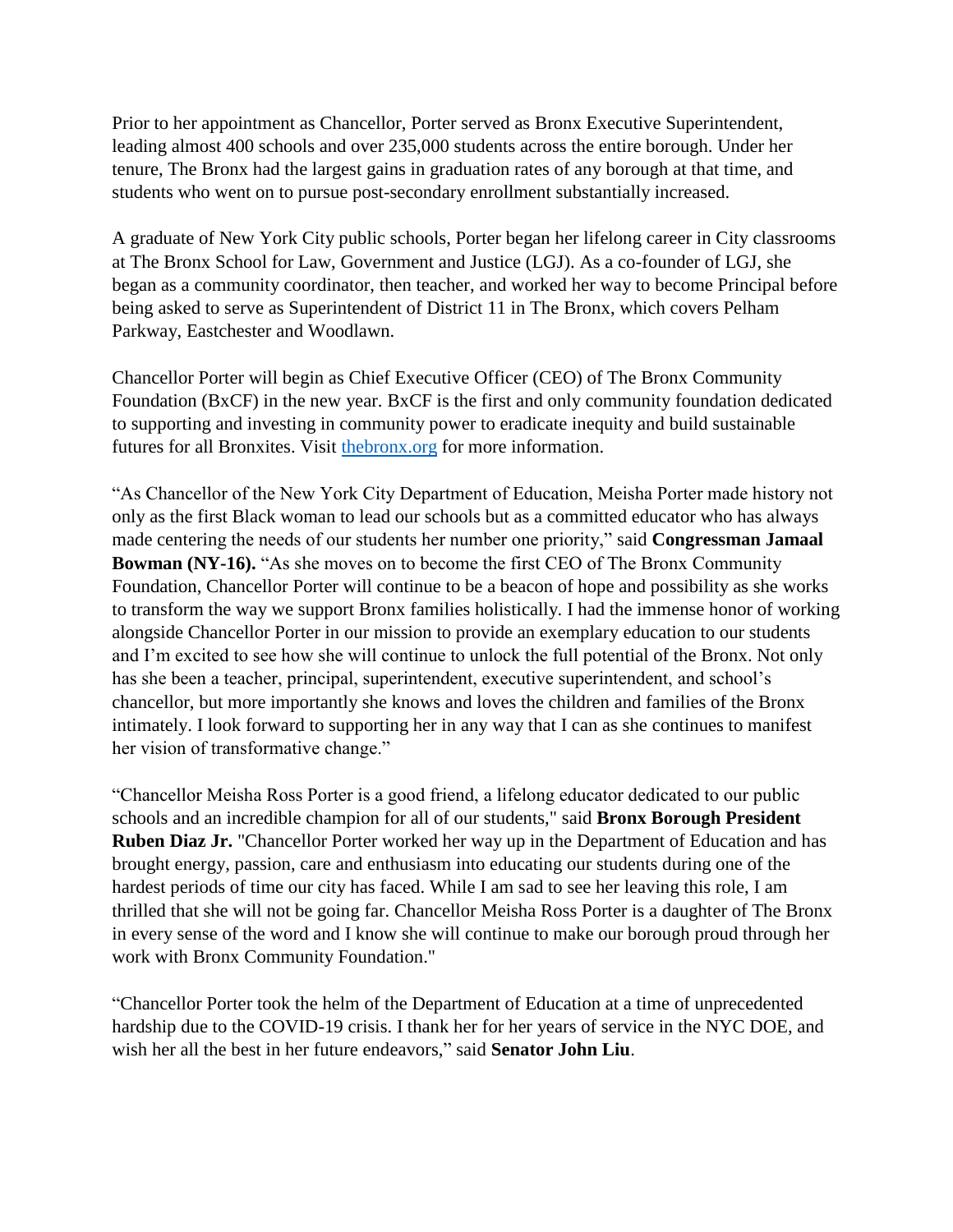Prior to her appointment as Chancellor, Porter served as Bronx Executive Superintendent, leading almost 400 schools and over 235,000 students across the entire borough. Under her tenure, The Bronx had the largest gains in graduation rates of any borough at that time, and students who went on to pursue post-secondary enrollment substantially increased.

A graduate of New York City public schools, Porter began her lifelong career in City classrooms at The Bronx School for Law, Government and Justice (LGJ). As a co-founder of LGJ, she began as a community coordinator, then teacher, and worked her way to become Principal before being asked to serve as Superintendent of District 11 in The Bronx, which covers Pelham Parkway, Eastchester and Woodlawn.

Chancellor Porter will begin as Chief Executive Officer (CEO) of The Bronx Community Foundation (BxCF) in the new year. BxCF is the first and only community foundation dedicated to supporting and investing in community power to eradicate inequity and build sustainable futures for all Bronxites. Visit [thebronx.org](thebronx.org) for more information.

"As Chancellor of the New York City Department of Education, Meisha Porter made history not only as the first Black woman to lead our schools but as a committed educator who has always made centering the needs of our students her number one priority," said **Congressman Jamaal Bowman (NY-16).** "As she moves on to become the first CEO of The Bronx Community Foundation, Chancellor Porter will continue to be a beacon of hope and possibility as she works to transform the way we support Bronx families holistically. I had the immense honor of working alongside Chancellor Porter in our mission to provide an exemplary education to our students and I'm excited to see how she will continue to unlock the full potential of the Bronx. Not only has she been a teacher, principal, superintendent, executive superintendent, and school's chancellor, but more importantly she knows and loves the children and families of the Bronx intimately. I look forward to supporting her in any way that I can as she continues to manifest her vision of transformative change."

"Chancellor Meisha Ross Porter is a good friend, a lifelong educator dedicated to our public schools and an incredible champion for all of our students," said **Bronx Borough President Ruben Diaz Jr.** "Chancellor Porter worked her way up in the Department of Education and has brought energy, passion, care and enthusiasm into educating our students during one of the hardest periods of time our city has faced. While I am sad to see her leaving this role, I am thrilled that she will not be going far. Chancellor Meisha Ross Porter is a daughter of The Bronx in every sense of the word and I know she will continue to make our borough proud through her work with Bronx Community Foundation."

"Chancellor Porter took the helm of the Department of Education at a time of unprecedented hardship due to the COVID-19 crisis. I thank her for her years of service in the NYC DOE, and wish her all the best in her future endeavors," said **Senator John Liu**.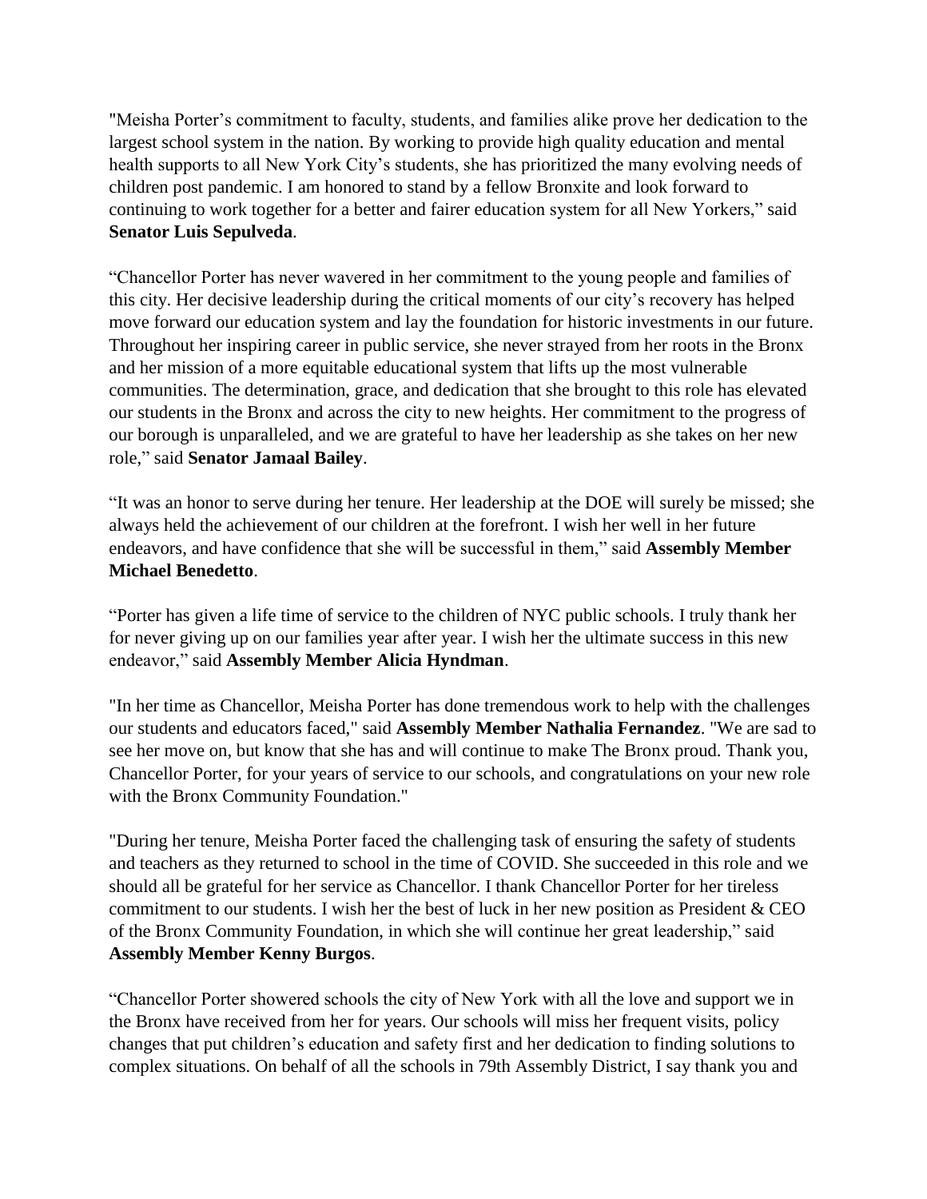"Meisha Porter's commitment to faculty, students, and families alike prove her dedication to the largest school system in the nation. By working to provide high quality education and mental health supports to all New York City's students, she has prioritized the many evolving needs of children post pandemic. I am honored to stand by a fellow Bronxite and look forward to continuing to work together for a better and fairer education system for all New Yorkers," said **Senator Luis Sepulveda**.

"Chancellor Porter has never wavered in her commitment to the young people and families of this city. Her decisive leadership during the critical moments of our city's recovery has helped move forward our education system and lay the foundation for historic investments in our future. Throughout her inspiring career in public service, she never strayed from her roots in the Bronx and her mission of a more equitable educational system that lifts up the most vulnerable communities. The determination, grace, and dedication that she brought to this role has elevated our students in the Bronx and across the city to new heights. Her commitment to the progress of our borough is unparalleled, and we are grateful to have her leadership as she takes on her new role," said **Senator Jamaal Bailey**.

"It was an honor to serve during her tenure. Her leadership at the DOE will surely be missed; she always held the achievement of our children at the forefront. I wish her well in her future endeavors, and have confidence that she will be successful in them," said **Assembly Member Michael Benedetto**.

"Porter has given a life time of service to the children of NYC public schools. I truly thank her for never giving up on our families year after year. I wish her the ultimate success in this new endeavor," said **Assembly Member Alicia Hyndman**.

"In her time as Chancellor, Meisha Porter has done tremendous work to help with the challenges our students and educators faced," said **Assembly Member Nathalia Fernandez**. "We are sad to see her move on, but know that she has and will continue to make The Bronx proud. Thank you, Chancellor Porter, for your years of service to our schools, and congratulations on your new role with the Bronx Community Foundation."

"During her tenure, Meisha Porter faced the challenging task of ensuring the safety of students and teachers as they returned to school in the time of COVID. She succeeded in this role and we should all be grateful for her service as Chancellor. I thank Chancellor Porter for her tireless commitment to our students. I wish her the best of luck in her new position as President & CEO of the Bronx Community Foundation, in which she will continue her great leadership," said **Assembly Member Kenny Burgos**.

"Chancellor Porter showered schools the city of New York with all the love and support we in the Bronx have received from her for years. Our schools will miss her frequent visits, policy changes that put children's education and safety first and her dedication to finding solutions to complex situations. On behalf of all the schools in 79th Assembly District, I say thank you and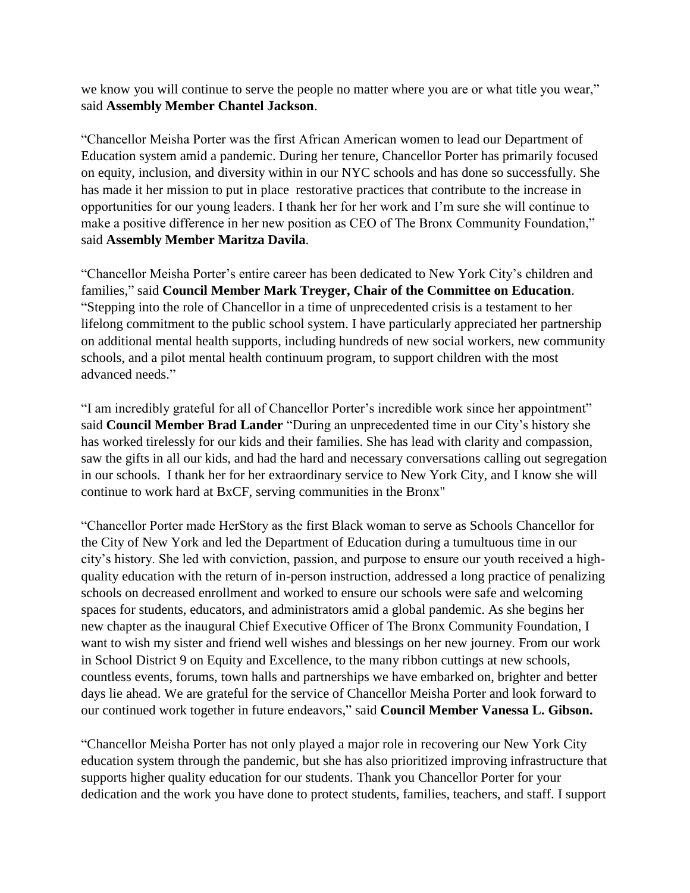we know you will continue to serve the people no matter where you are or what title you wear," said **Assembly Member Chantel Jackson**.

"Chancellor Meisha Porter was the first African American women to lead our Department of Education system amid a pandemic. During her tenure, Chancellor Porter has primarily focused on equity, inclusion, and diversity within in our NYC schools and has done so successfully. She has made it her mission to put in place restorative practices that contribute to the increase in opportunities for our young leaders. I thank her for her work and I'm sure she will continue to make a positive difference in her new position as CEO of The Bronx Community Foundation," said **Assembly Member Maritza Davila**.

"Chancellor Meisha Porter's entire career has been dedicated to New York City's children and families," said **Council Member Mark Treyger, Chair of the Committee on Education**. "Stepping into the role of Chancellor in a time of unprecedented crisis is a testament to her lifelong commitment to the public school system. I have particularly appreciated her partnership on additional mental health supports, including hundreds of new social workers, new community schools, and a pilot mental health continuum program, to support children with the most advanced needs."

"I am incredibly grateful for all of Chancellor Porter's incredible work since her appointment" said **Council Member Brad Lander** "During an unprecedented time in our City's history she has worked tirelessly for our kids and their families. She has lead with clarity and compassion, saw the gifts in all our kids, and had the hard and necessary conversations calling out segregation in our schools. I thank her for her extraordinary service to New York City, and I know she will continue to work hard at BxCF, serving communities in the Bronx"

"Chancellor Porter made HerStory as the first Black woman to serve as Schools Chancellor for the City of New York and led the Department of Education during a tumultuous time in our city's history. She led with conviction, passion, and purpose to ensure our youth received a high-quality education with the return of in-person instruction, addressed a long practice of penalizing schools on decreased enrollment and worked to ensure our schools were safe and welcoming spaces for students, educators, and administrators amid a global pandemic. As she begins her new chapter as the inaugural Chief Executive Officer of The Bronx Community Foundation, I want to wish my sister and friend well wishes and blessings on her new journey. From our work in School District 9 on Equity and Excellence, to the many ribbon cuttings at new schools, countless events, forums, town halls and partnerships we have embarked on, brighter and better days lie ahead. We are grateful for the service of Chancellor Meisha Porter and look forward to our continued work together in future endeavors," said **Council Member Vanessa L. Gibson.**

"Chancellor Meisha Porter has not only played a major role in recovering our New York City education system through the pandemic, but she has also prioritized improving infrastructure that supports higher quality education for our students. Thank you Chancellor Porter for your dedication and the work you have done to protect students, families, teachers, and staff. I support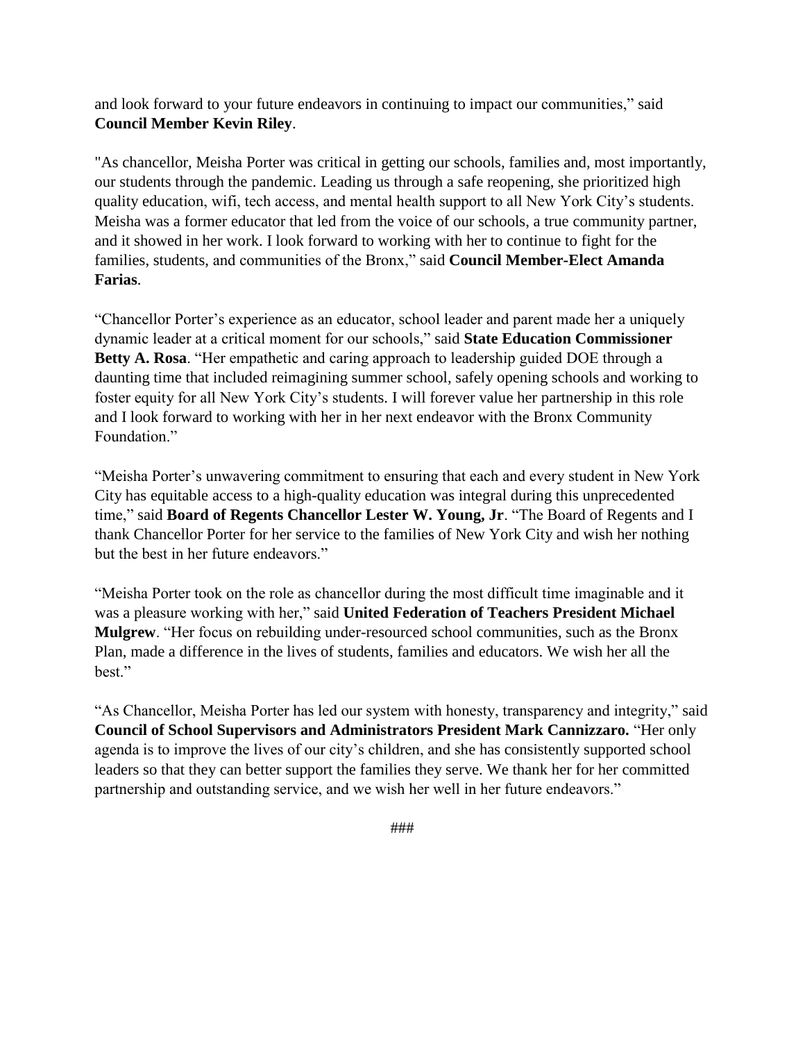and look forward to your future endeavors in continuing to impact our communities," said **Council Member Kevin Riley**.

"As chancellor, Meisha Porter was critical in getting our schools, families and, most importantly, our students through the pandemic. Leading us through a safe reopening, she prioritized high quality education, wifi, tech access, and mental health support to all New York City's students. Meisha was a former educator that led from the voice of our schools, a true community partner, and it showed in her work. I look forward to working with her to continue to fight for the families, students, and communities of the Bronx," said **Council Member-Elect Amanda Farias**.

"Chancellor Porter's experience as an educator, school leader and parent made her a uniquely dynamic leader at a critical moment for our schools," said **State Education Commissioner Betty A. Rosa**. "Her empathetic and caring approach to leadership guided DOE through a daunting time that included reimagining summer school, safely opening schools and working to foster equity for all New York City's students. I will forever value her partnership in this role and I look forward to working with her in her next endeavor with the Bronx Community Foundation."

"Meisha Porter's unwavering commitment to ensuring that each and every student in New York City has equitable access to a high-quality education was integral during this unprecedented time," said **Board of Regents Chancellor Lester W. Young, Jr**. "The Board of Regents and I thank Chancellor Porter for her service to the families of New York City and wish her nothing but the best in her future endeavors."

"Meisha Porter took on the role as chancellor during the most difficult time imaginable and it was a pleasure working with her," said **United Federation of Teachers President Michael Mulgrew**. "Her focus on rebuilding under-resourced school communities, such as the Bronx Plan, made a difference in the lives of students, families and educators. We wish her all the best."

"As Chancellor, Meisha Porter has led our system with honesty, transparency and integrity," said **Council of School Supervisors and Administrators President Mark Cannizzaro.** "Her only agenda is to improve the lives of our city's children, and she has consistently supported school leaders so that they can better support the families they serve. We thank her for her committed partnership and outstanding service, and we wish her well in her future endeavors."

###